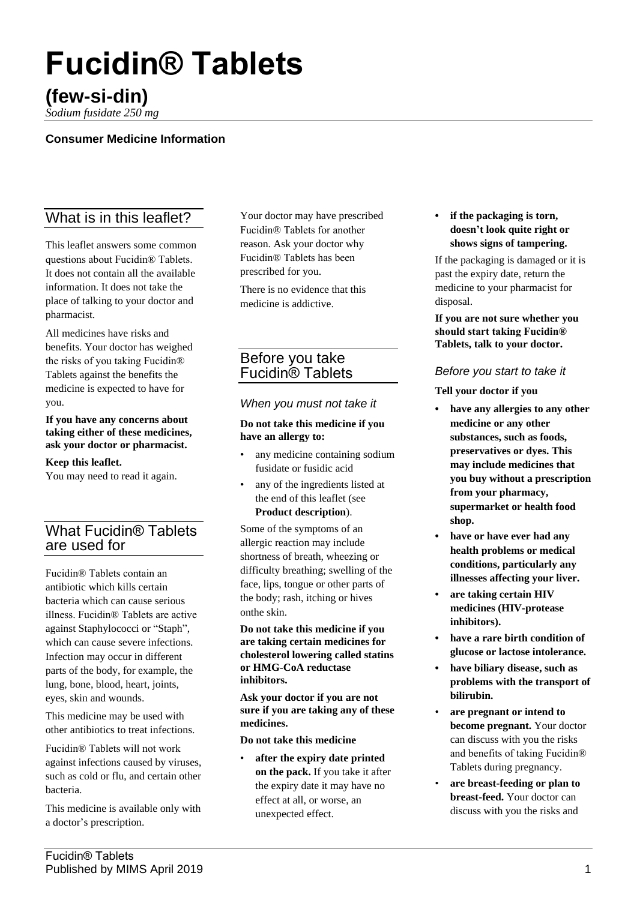# Fucidin® Tablets

## (few-si-din)

*Sodium fusidate 250 mg*

**Consumer Medicine Information**

## What is in this leaflet?

This leaflet answers some common questions about Fucidin® Tablets. It does not contain all the available information. It does not take the place of talking to your doctor and pharmacist.

All medicines have risks and benefits. Your doctor has weighed the risks of you taking Fucidin® Tablets against the benefits the medicine is expected to have for you.

**If you have any concerns about taking either of these medicines, ask your doctor or pharmacist.**

**Keep this leaflet.**
You may need to read it again.

## What Fucidin® Tablets are used for

Fucidin® Tablets contain an antibiotic which kills certain bacteria which can cause serious illness. Fucidin® Tablets are active against Staphylococci or "Staph", which can cause severe infections. Infection may occur in different parts of the body, for example, the lung, bone, blood, heart, joints, eyes, skin and wounds.

This medicine may be used with other antibiotics to treat infections.

Fucidin® Tablets will not work against infections caused by viruses, such as cold or flu, and certain other bacteria.

This medicine is available only with a doctor's prescription.

Your doctor may have prescribed Fucidin® Tablets for another reason. Ask your doctor why Fucidin® Tablets has been prescribed for you.

There is no evidence that this medicine is addictive.

## Before you take Fucidin® Tablets

### *When you must not take it*

**Do not take this medicine if you have an allergy to:**

- any medicine containing sodium fusidate or fusidic acid
- any of the ingredients listed at the end of this leaflet (see **Product description**).

Some of the symptoms of an allergic reaction may include shortness of breath, wheezing or difficulty breathing; swelling of the face, lips, tongue or other parts of the body; rash, itching or hives onthe skin.

**Do not take this medicine if you are taking certain medicines for cholesterol lowering called statins or HMG-CoA reductase inhibitors.**

**Ask your doctor if you are not sure if you are taking any of these medicines.**

**Do not take this medicine**

- **after the expiry date printed on the pack.** If you take it after the expiry date it may have no effect at all, or worse, an unexpected effect.
- **if the packaging is torn, doesn't look quite right or shows signs of tampering.**

If the packaging is damaged or it is past the expiry date, return the medicine to your pharmacist for disposal.

**If you are not sure whether you should start taking Fucidin® Tablets, talk to your doctor.**

### *Before you start to take it*

**Tell your doctor if you**

- **have any allergies to any other medicine or any other substances, such as foods, preservatives or dyes. This may include medicines that you buy without a prescription from your pharmacy, supermarket or health food shop.**
- **have or have ever had any health problems or medical conditions, particularly any illnesses affecting your liver.**
- **are taking certain HIV medicines (HIV-protease inhibitors).**
- **have a rare birth condition of glucose or lactose intolerance.**
- **have biliary disease, such as problems with the transport of bilirubin.**
- **are pregnant or intend to become pregnant.** Your doctor can discuss with you the risks and benefits of taking Fucidin® Tablets during pregnancy.
- **are breast-feeding or plan to breast-feed.** Your doctor can discuss with you the risks and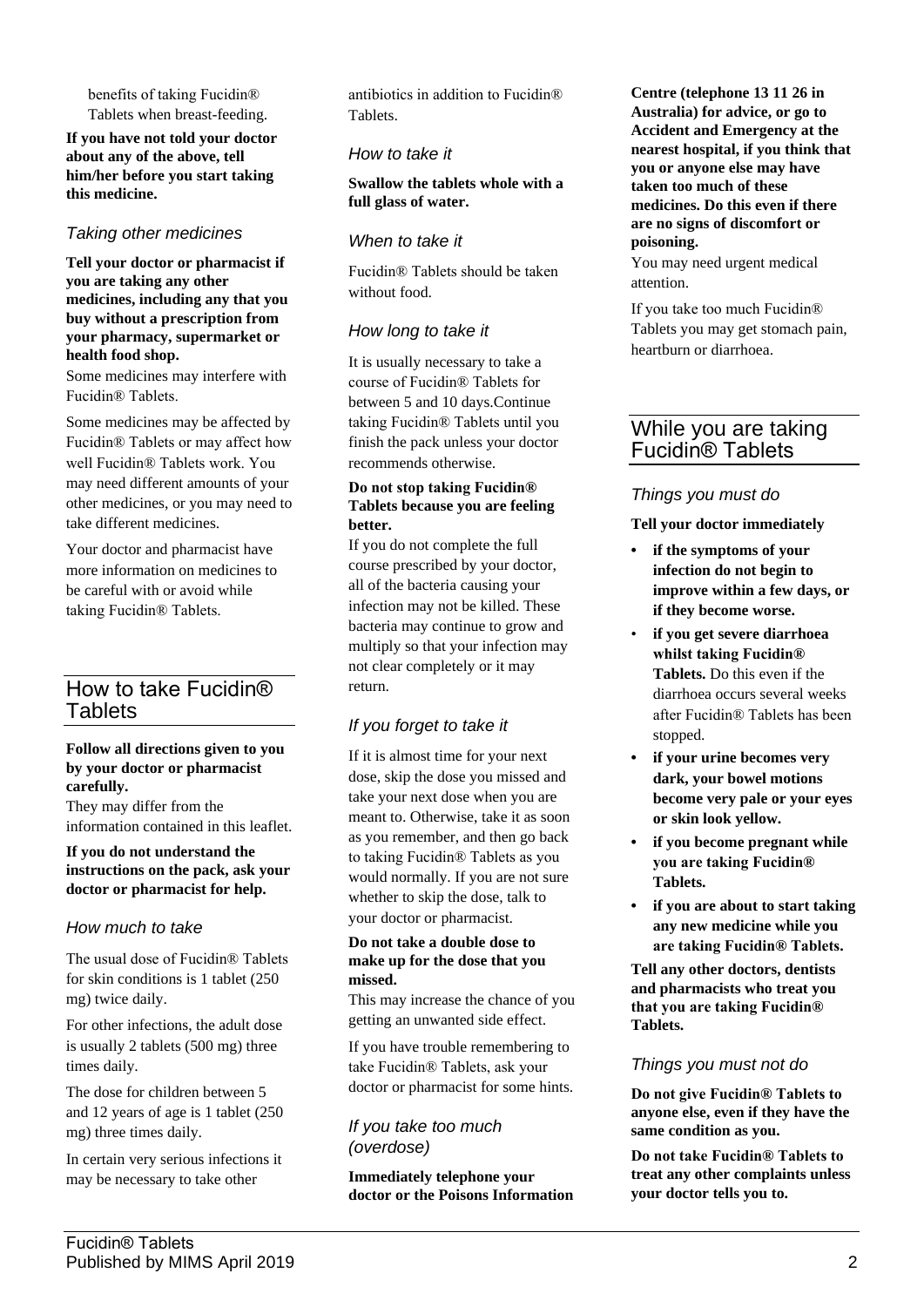benefits of taking Fucidin® Tablets when breast-feeding.

**If you have not told your doctor about any of the above, tell him/her before you start taking this medicine.**

### Taking other medicines

**Tell your doctor or pharmacist if you are taking any other medicines, including any that you buy without a prescription from your pharmacy, supermarket or health food shop.**

Some medicines may interfere with Fucidin® Tablets.

Some medicines may be affected by Fucidin® Tablets or may affect how well Fucidin® Tablets work. You may need different amounts of your other medicines, or you may need to take different medicines.

Your doctor and pharmacist have more information on medicines to be careful with or avoid while taking Fucidin® Tablets.

## How to take Fucidin® Tablets

**Follow all directions given to you by your doctor or pharmacist carefully.**

They may differ from the information contained in this leaflet.

**If you do not understand the instructions on the pack, ask your doctor or pharmacist for help.**

### How much to take

The usual dose of Fucidin® Tablets for skin conditions is 1 tablet (250 mg) twice daily.

For other infections, the adult dose is usually 2 tablets (500 mg) three times daily.

The dose for children between 5 and 12 years of age is 1 tablet (250 mg) three times daily.

In certain very serious infections it may be necessary to take other antibiotics in addition to Fucidin® Tablets.

### How to take it

**Swallow the tablets whole with a full glass of water.**

### When to take it

Fucidin® Tablets should be taken without food.

### How long to take it

It is usually necessary to take a course of Fucidin® Tablets for between 5 and 10 days.Continue taking Fucidin® Tablets until you finish the pack unless your doctor recommends otherwise.

**Do not stop taking Fucidin® Tablets because you are feeling better.**

If you do not complete the full course prescribed by your doctor, all of the bacteria causing your infection may not be killed. These bacteria may continue to grow and multiply so that your infection may not clear completely or it may return.

### If you forget to take it

If it is almost time for your next dose, skip the dose you missed and take your next dose when you are meant to. Otherwise, take it as soon as you remember, and then go back to taking Fucidin® Tablets as you would normally. If you are not sure whether to skip the dose, talk to your doctor or pharmacist.

**Do not take a double dose to make up for the dose that you missed.**

This may increase the chance of you getting an unwanted side effect.

If you have trouble remembering to take Fucidin® Tablets, ask your doctor or pharmacist for some hints.

### If you take too much (overdose)

**Immediately telephone your doctor or the Poisons Information Centre (telephone 13 11 26 in Australia) for advice, or go to Accident and Emergency at the nearest hospital, if you think that you or anyone else may have taken too much of these medicines. Do this even if there are no signs of discomfort or poisoning.**

You may need urgent medical attention.

If you take too much Fucidin® Tablets you may get stomach pain, heartburn or diarrhoea.

## While you are taking Fucidin® Tablets

### Things you must do

**Tell your doctor immediately**

- **if the symptoms of your infection do not begin to improve within a few days, or if they become worse.**
- **if you get severe diarrhoea whilst taking Fucidin® Tablets.** Do this even if the diarrhoea occurs several weeks after Fucidin® Tablets has been stopped.
- **if your urine becomes very dark, your bowel motions become very pale or your eyes or skin look yellow.**
- **if you become pregnant while you are taking Fucidin® Tablets.**
- **if you are about to start taking any new medicine while you are taking Fucidin® Tablets.**

**Tell any other doctors, dentists and pharmacists who treat you that you are taking Fucidin® Tablets.**

### Things you must not do

**Do not give Fucidin® Tablets to anyone else, even if they have the same condition as you.**

**Do not take Fucidin® Tablets to treat any other complaints unless your doctor tells you to.**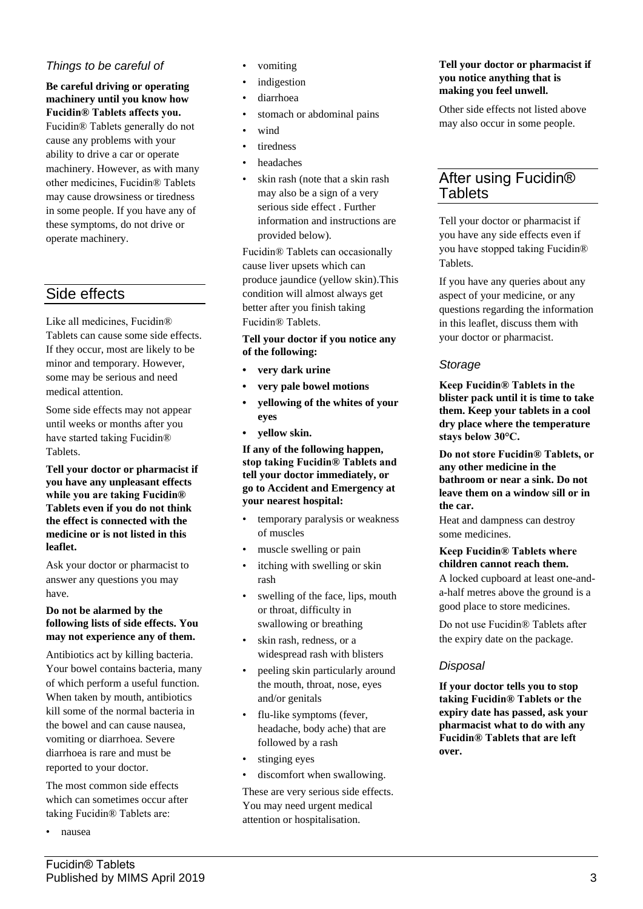### *Things to be careful of*

**Be careful driving or operating machinery until you know how Fucidin® Tablets affects you.**

Fucidin® Tablets generally do not cause any problems with your ability to drive a car or operate machinery. However, as with many other medicines, Fucidin® Tablets may cause drowsiness or tiredness in some people. If you have any of these symptoms, do not drive or operate machinery.

## Side effects

Like all medicines, Fucidin® Tablets can cause some side effects. If they occur, most are likely to be minor and temporary. However, some may be serious and need medical attention.

Some side effects may not appear until weeks or months after you have started taking Fucidin® Tablets.

**Tell your doctor or pharmacist if you have any unpleasant effects while you are taking Fucidin® Tablets even if you do not think the effect is connected with the medicine or is not listed in this leaflet.**

Ask your doctor or pharmacist to answer any questions you may have.

**Do not be alarmed by the following lists of side effects. You may not experience any of them.**

Antibiotics act by killing bacteria. Your bowel contains bacteria, many of which perform a useful function. When taken by mouth, antibiotics kill some of the normal bacteria in the bowel and can cause nausea, vomiting or diarrhoea. Severe diarrhoea is rare and must be reported to your doctor.

The most common side effects which can sometimes occur after taking Fucidin® Tablets are:

- nausea
- vomiting
- indigestion
- diarrhoea
- stomach or abdominal pains
- wind
- tiredness
- headaches
- skin rash (note that a skin rash may also be a sign of a very serious side effect . Further information and instructions are provided below).

Fucidin® Tablets can occasionally cause liver upsets which can produce jaundice (yellow skin).This condition will almost always get better after you finish taking Fucidin® Tablets.

**Tell your doctor if you notice any of the following:**

- **very dark urine**
- **very pale bowel motions**
- **yellowing of the whites of your eyes**
- **yellow skin.**

**If any of the following happen, stop taking Fucidin® Tablets and tell your doctor immediately, or go to Accident and Emergency at your nearest hospital:**

- temporary paralysis or weakness of muscles
- muscle swelling or pain
- itching with swelling or skin rash
- swelling of the face, lips, mouth or throat, difficulty in swallowing or breathing
- skin rash, redness, or a widespread rash with blisters
- peeling skin particularly around the mouth, throat, nose, eyes and/or genitals
- flu-like symptoms (fever, headache, body ache) that are followed by a rash
- stinging eyes
- discomfort when swallowing.

These are very serious side effects. You may need urgent medical attention or hospitalisation.

**Tell your doctor or pharmacist if you notice anything that is making you feel unwell.**

Other side effects not listed above may also occur in some people.

## After using Fucidin® Tablets

Tell your doctor or pharmacist if you have any side effects even if you have stopped taking Fucidin® Tablets.

If you have any queries about any aspect of your medicine, or any questions regarding the information in this leaflet, discuss them with your doctor or pharmacist.

### *Storage*

**Keep Fucidin® Tablets in the blister pack until it is time to take them. Keep your tablets in a cool dry place where the temperature stays below 30°C.**

**Do not store Fucidin® Tablets, or any other medicine in the bathroom or near a sink. Do not leave them on a window sill or in the car.**

Heat and dampness can destroy some medicines.

**Keep Fucidin® Tablets where children cannot reach them.**

A locked cupboard at least one-and-a-half metres above the ground is a good place to store medicines.

Do not use Fucidin® Tablets after the expiry date on the package.

### *Disposal*

**If your doctor tells you to stop taking Fucidin® Tablets or the expiry date has passed, ask your pharmacist what to do with any Fucidin® Tablets that are left over.**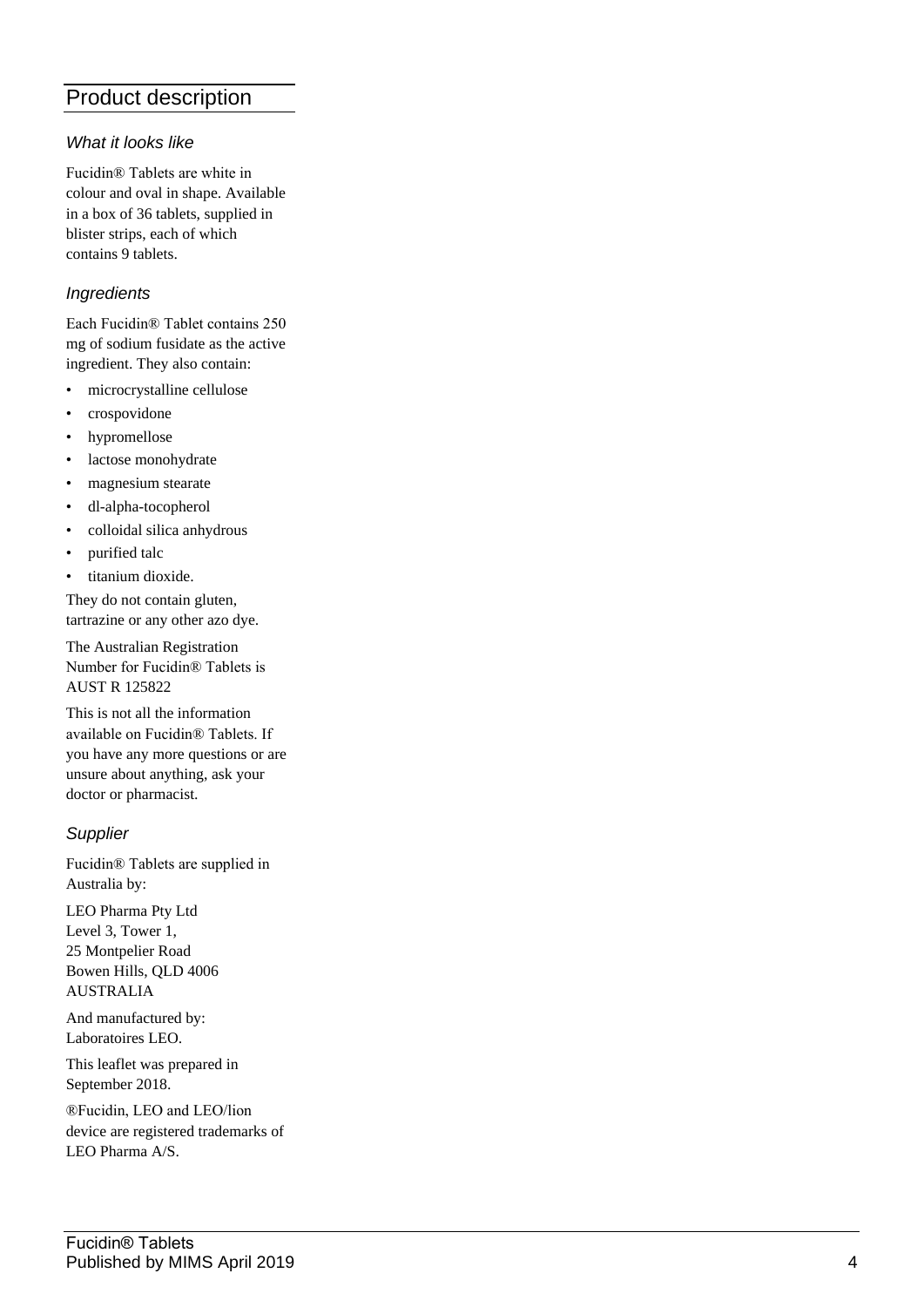## Product description

### *What it looks like*

Fucidin® Tablets are white in colour and oval in shape. Available in a box of 36 tablets, supplied in blister strips, each of which contains 9 tablets.

### *Ingredients*

Each Fucidin® Tablet contains 250 mg of sodium fusidate as the active ingredient. They also contain:

- microcrystalline cellulose
- crospovidone
- hypromellose
- lactose monohydrate
- magnesium stearate
- dl-alpha-tocopherol
- colloidal silica anhydrous
- purified talc
- titanium dioxide.

They do not contain gluten, tartrazine or any other azo dye.

The Australian Registration Number for Fucidin® Tablets is AUST R 125822

This is not all the information available on Fucidin® Tablets. If you have any more questions or are unsure about anything, ask your doctor or pharmacist.

### *Supplier*

Fucidin® Tablets are supplied in Australia by:

LEO Pharma Pty Ltd
Level 3, Tower 1,
25 Montpelier Road
Bowen Hills, QLD 4006
AUSTRALIA

And manufactured by:
Laboratoires LEO.

This leaflet was prepared in September 2018.

®Fucidin, LEO and LEO/lion device are registered trademarks of LEO Pharma A/S.